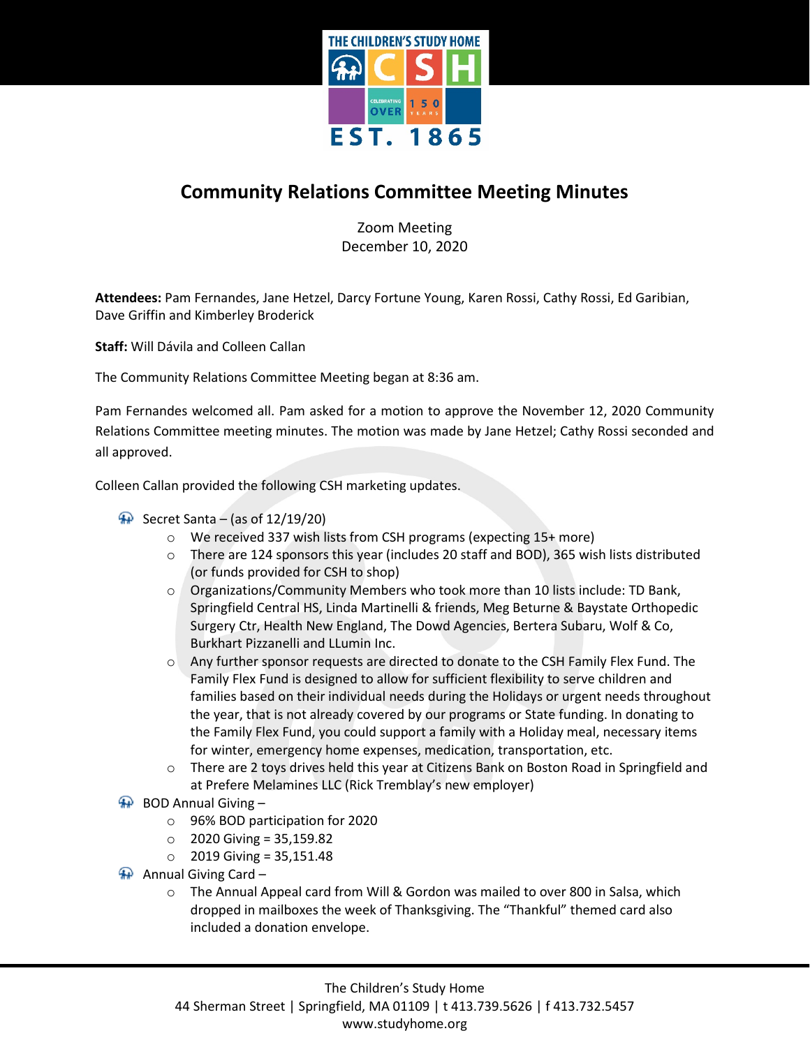# Community Relations Committee Meeting Minutes

Zoom Meeting
December 10, 2020

**Attendees:** Pam Fernandes, Jane Hetzel, Darcy Fortune Young, Karen Rossi, Cathy Rossi, Ed Garibian, Dave Griffin and Kimberley Broderick

**Staff:** Will Dávila and Colleen Callan

The Community Relations Committee Meeting began at 8:36 am.

Pam Fernandes welcomed all. Pam asked for a motion to approve the November 12, 2020 Community Relations Committee meeting minutes. The motion was made by Jane Hetzel; Cathy Rossi seconded and all approved.

Colleen Callan provided the following CSH marketing updates.

- Secret Santa – (as of 12/19/20)
  - We received 337 wish lists from CSH programs (expecting 15+ more)
  - There are 124 sponsors this year (includes 20 staff and BOD), 365 wish lists distributed (or funds provided for CSH to shop)
  - Organizations/Community Members who took more than 10 lists include: TD Bank, Springfield Central HS, Linda Martinelli & friends, Meg Beturne & Baystate Orthopedic Surgery Ctr, Health New England, The Dowd Agencies, Bertera Subaru, Wolf & Co, Burkhart Pizzanelli and LLumin Inc.
  - Any further sponsor requests are directed to donate to the CSH Family Flex Fund. The Family Flex Fund is designed to allow for sufficient flexibility to serve children and families based on their individual needs during the Holidays or urgent needs throughout the year, that is not already covered by our programs or State funding. In donating to the Family Flex Fund, you could support a family with a Holiday meal, necessary items for winter, emergency home expenses, medication, transportation, etc.
  - There are 2 toys drives held this year at Citizens Bank on Boston Road in Springfield and at Prefere Melamines LLC (Rick Tremblay's new employer)
- BOD Annual Giving –
  - 96% BOD participation for 2020
  - 2020 Giving = 35,159.82
  - 2019 Giving = 35,151.48
- Annual Giving Card –
  - The Annual Appeal card from Will & Gordon was mailed to over 800 in Salsa, which dropped in mailboxes the week of Thanksgiving. The "Thankful" themed card also included a donation envelope.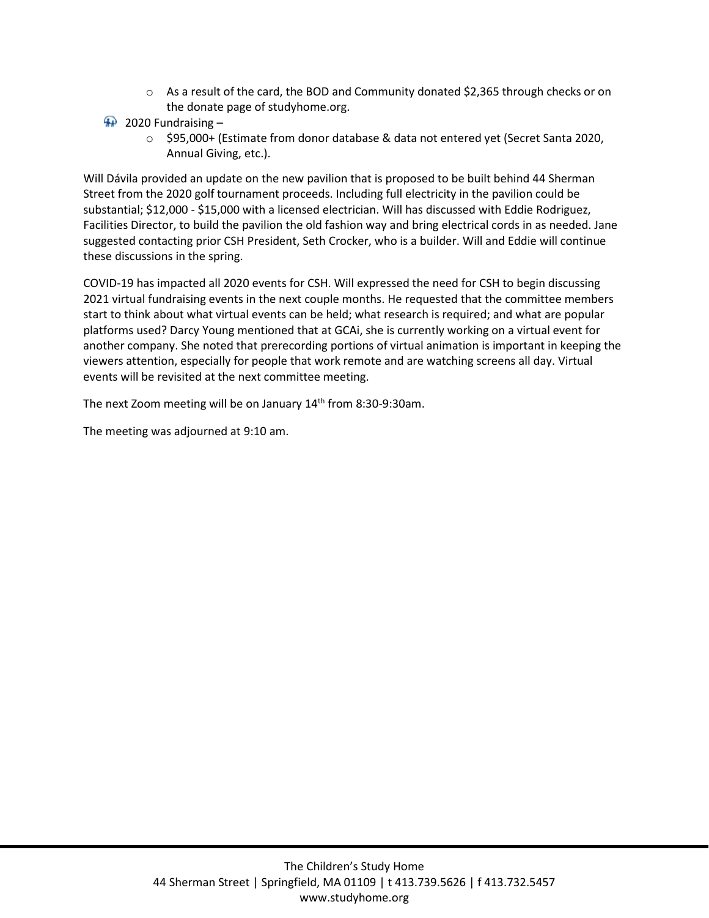- As a result of the card, the BOD and Community donated $2,365 through checks or on the donate page of studyhome.org.
- 2020 Fundraising –
  - $95,000+ (Estimate from donor database & data not entered yet (Secret Santa 2020, Annual Giving, etc.).

Will Dávila provided an update on the new pavilion that is proposed to be built behind 44 Sherman Street from the 2020 golf tournament proceeds. Including full electricity in the pavilion could be substantial; $12,000 - $15,000 with a licensed electrician. Will has discussed with Eddie Rodriguez, Facilities Director, to build the pavilion the old fashion way and bring electrical cords in as needed. Jane suggested contacting prior CSH President, Seth Crocker, who is a builder. Will and Eddie will continue these discussions in the spring.

COVID-19 has impacted all 2020 events for CSH. Will expressed the need for CSH to begin discussing 2021 virtual fundraising events in the next couple months. He requested that the committee members start to think about what virtual events can be held; what research is required; and what are popular platforms used? Darcy Young mentioned that at GCAi, she is currently working on a virtual event for another company. She noted that prerecording portions of virtual animation is important in keeping the viewers attention, especially for people that work remote and are watching screens all day. Virtual events will be revisited at the next committee meeting.

The next Zoom meeting will be on January 14th from 8:30-9:30am.

The meeting was adjourned at 9:10 am.